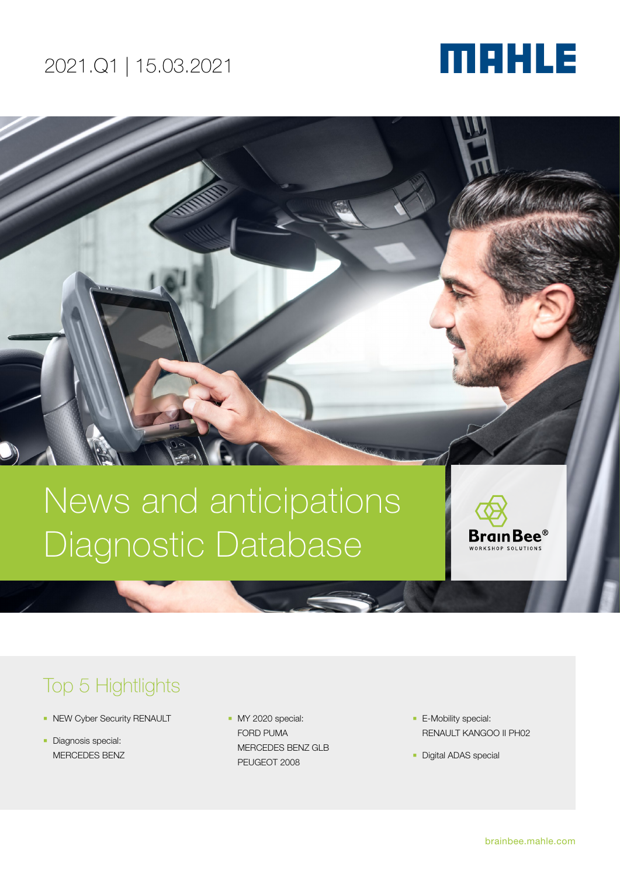2021.Q1 | 15.03.2021

MAHLE

# News and anticipations Diagnostic Database

BrainBee® WORKSHOP SOLUTIONS

## Top 5 Hightlights

- NEW Cyber Security RENAULT
- Diagnosis special: MERCEDES BENZ
- MY 2020 special: FORD PUMA MERCEDES BENZ GLB PEUGEOT 2008
- E-Mobility special: RENAULT KANGOO II PH02
- Digital ADAS special

brainbee.mahle.com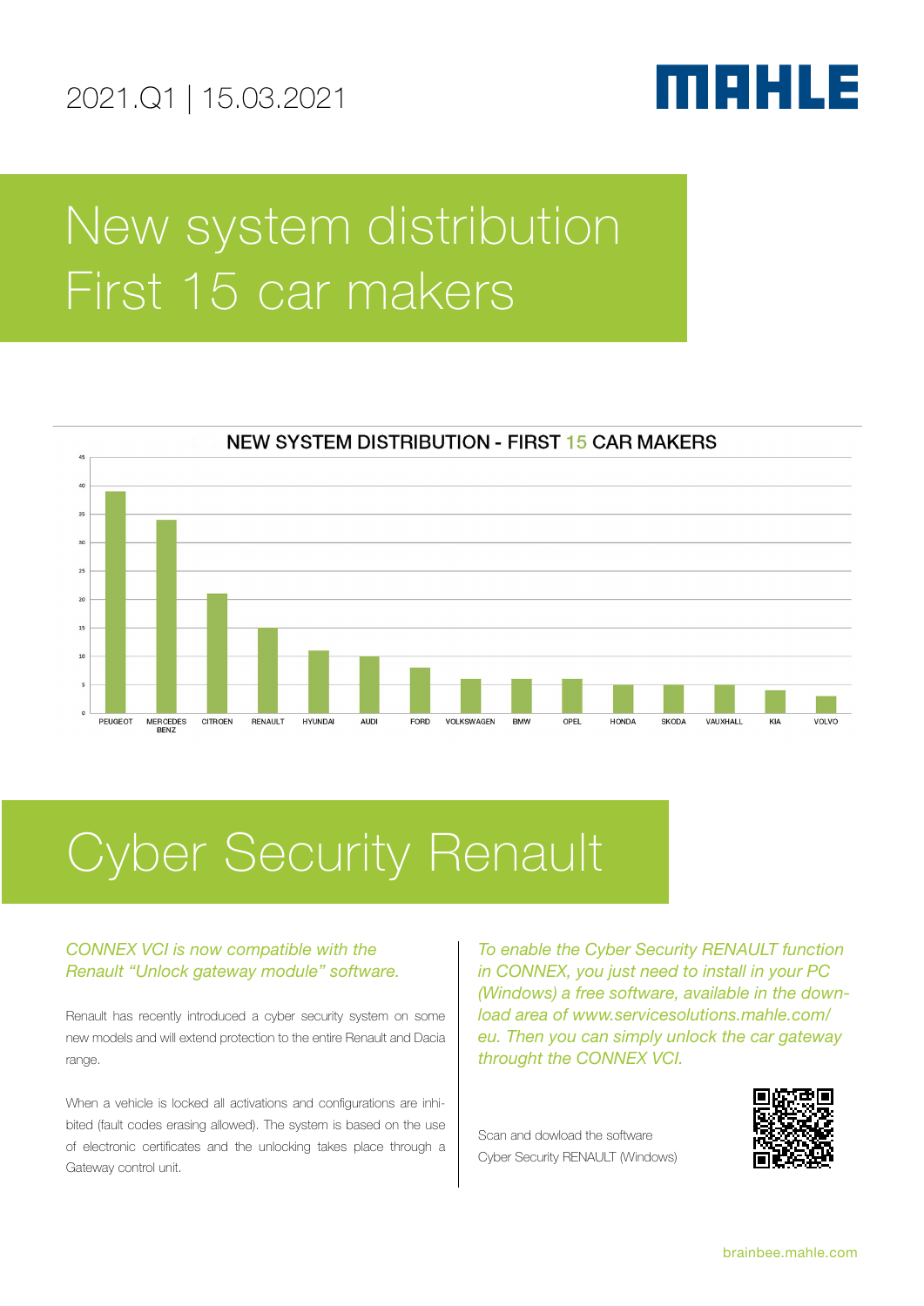2021.Q1 | 15.03.2021

# New system distribution First 15 car makers

NEW SYSTEM DISTRIBUTION - FIRST 15 CAR MAKERS

| Car maker | Value |
|---|---|
| PEUGEOT | 39 |
| MERCEDES BENZ | 34 |
| CITROEN | 21 |
| RENAULT | 15 |
| HYUNDAI | 11 |
| AUDI | 10 |
| FORD | 8 |
| VOLKSWAGEN | 6 |
| BMW | 6 |
| OPEL | 6 |
| HONDA | 5 |
| SKODA | 5 |
| VAUXHALL | 5 |
| KIA | 4 |
| VOLVO | 3 |

# Cyber Security Renault

*CONNEX VCI is now compatible with the Renault "Unlock gateway module" software.*

Renault has recently introduced a cyber security system on some new models and will extend protection to the entire Renault and Dacia range.

When a vehicle is locked all activations and configurations are inhibited (fault codes erasing allowed). The system is based on the use of electronic certificates and the unlocking takes place through a Gateway control unit.

*To enable the Cyber Security RENAULT function in CONNEX, you just need to install in your PC (Windows) a free software, available in the download area of www.servicesolutions.mahle.com/eu. Then you can simply unlock the car gateway throught the CONNEX VCI.*

Scan and dowload the software Cyber Security RENAULT (Windows)

brainbee.mahle.com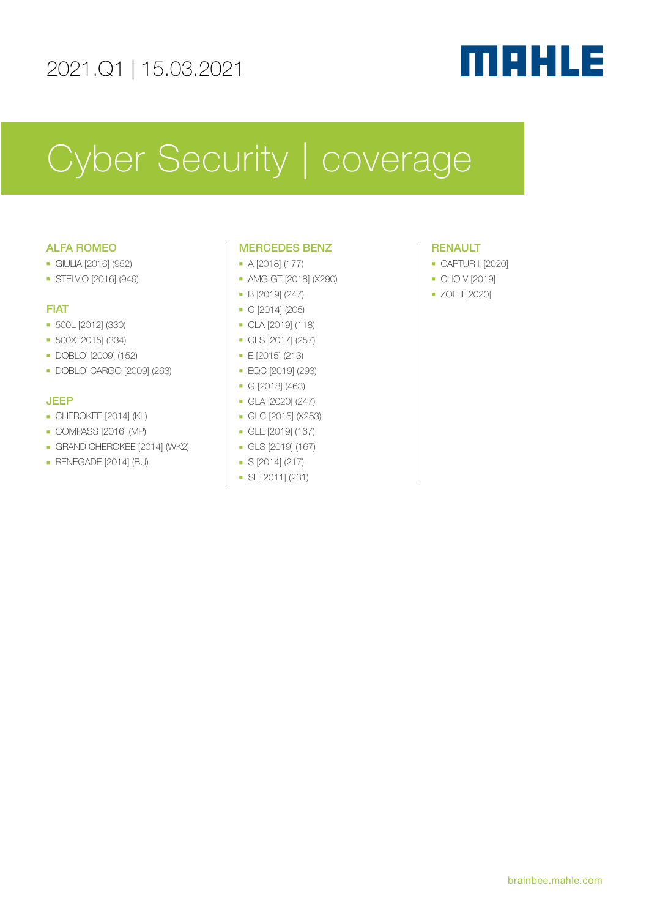2021.Q1 | 15.03.2021

MAHLE

# Cyber Security | coverage

### ALFA ROMEO

- GIULIA [2016] (952)
- STELVIO [2016] (949)

### FIAT

- 500L [2012] (330)
- 500X [2015] (334)
- DOBLO` [2009] (152)
- DOBLO` CARGO [2009] (263)

### JEEP

- CHEROKEE [2014] (KL)
- COMPASS [2016] (MP)
- GRAND CHEROKEE [2014] (WK2)
- RENEGADE [2014] (BU)

### MERCEDES BENZ

- A [2018] (177)
- AMG GT [2018] (X290)
- B [2019] (247)
- C [2014] (205)
- CLA [2019] (118)
- CLS [2017] (257)
- E [2015] (213)
- EQC [2019] (293)
- G [2018] (463)
- GLA [2020] (247)
- GLC [2015] (X253)
- GLE [2019] (167)
- GLS [2019] (167)
- S [2014] (217)
- SL [2011] (231)

### RENAULT

- CAPTUR II [2020]
- CLIO V [2019]
- ZOE II [2020]

brainbee.mahle.com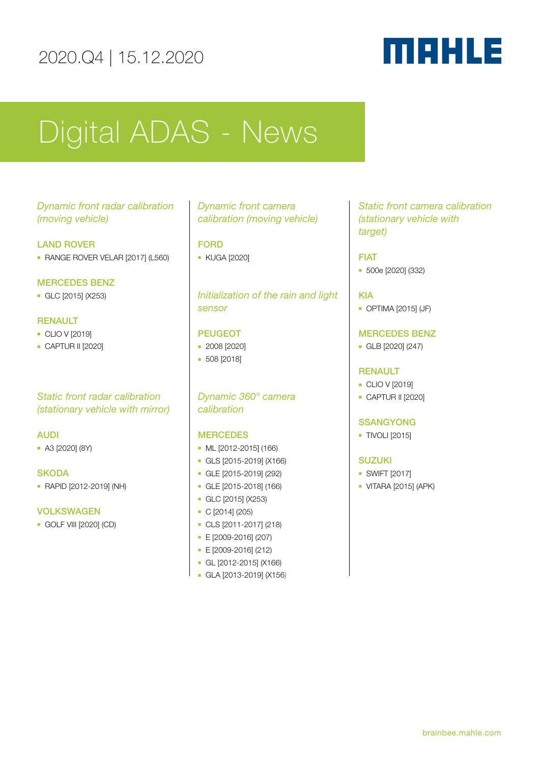2020.Q4 | 15.12.2020

MAHLE

# Digital ADAS - News

### *Dynamic front radar calibration (moving vehicle)*

**LAND ROVER**

- RANGE ROVER VELAR [2017] (L560)

**MERCEDES BENZ**

- GLC [2015] (X253)

**RENAULT**

- CLIO V [2019]
- CAPTUR II [2020]

### *Static front radar calibration (stationary vehicle with mirror)*

**AUDI**

- A3 [2020] (8Y)

**SKODA**

- RAPID [2012-2019] (NH)

**VOLKSWAGEN**

- GOLF VIII [2020] (CD)

### *Dynamic front camera calibration (moving vehicle)*

**FORD**

- KUGA [2020]

### *Initialization of the rain and light sensor*

**PEUGEOT**

- 2008 [2020]
- 508 [2018]

### *Dynamic 360° camera calibration*

**MERCEDES**

- ML [2012-2015] (166)
- GLS [2015-2019] (X166)
- GLE [2015-2019] (292)
- GLE [2015-2018] (166)
- GLC [2015] (X253)
- C [2014] (205)
- CLS [2011-2017] (218)
- E [2009-2016] (207)
- E [2009-2016] (212)
- GL [2012-2015] (X166)
- GLA [2013-2019] (X156)

### *Static front camera calibration (stationary vehicle with target)*

**FIAT**

- 500e [2020] (332)

**KIA**

- OPTIMA [2015] (JF)

**MERCEDES BENZ**

- GLB [2020] (247)

**RENAULT**

- CLIO V [2019]
- CAPTUR II [2020]

**SSANGYONG**

- TIVOLI [2015]

**SUZUKI**

- SWIFT [2017]
- VITARA [2015] (APK)

brainbee.mahle.com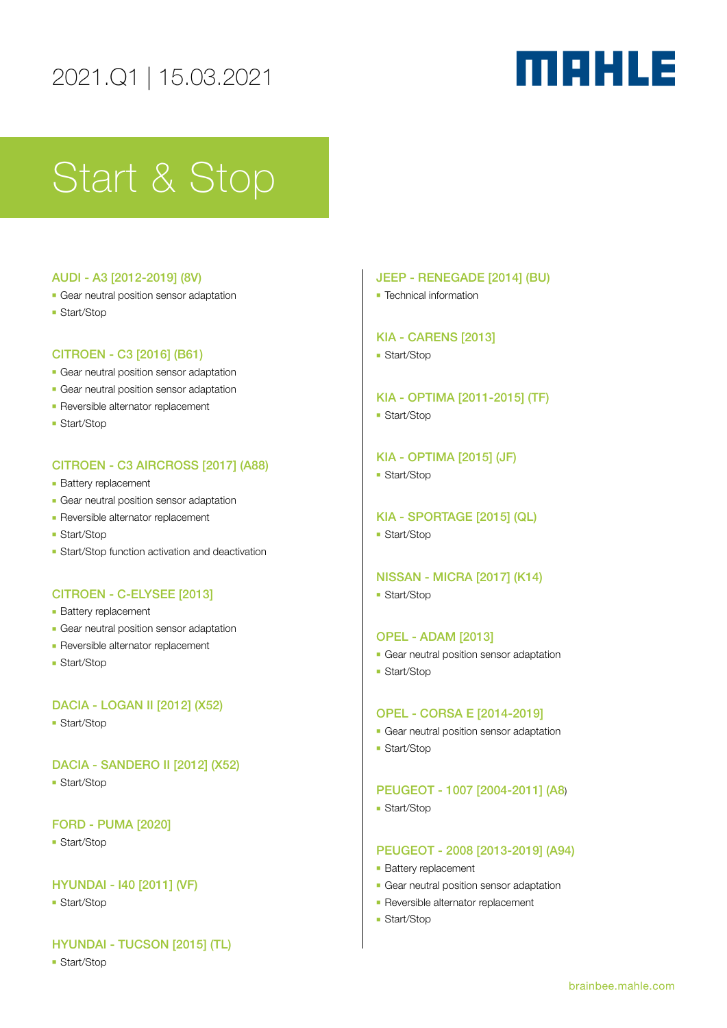2021.Q1 | 15.03.2021

MAHLE

# Start & Stop

### AUDI - A3 [2012-2019] (8V)
- Gear neutral position sensor adaptation
- Start/Stop

### CITROEN - C3 [2016] (B61)
- Gear neutral position sensor adaptation
- Gear neutral position sensor adaptation
- Reversible alternator replacement
- Start/Stop

### CITROEN - C3 AIRCROSS [2017] (A88)
- Battery replacement
- Gear neutral position sensor adaptation
- Reversible alternator replacement
- Start/Stop
- Start/Stop function activation and deactivation

### CITROEN - C-ELYSEE [2013]
- Battery replacement
- Gear neutral position sensor adaptation
- Reversible alternator replacement
- Start/Stop

### DACIA - LOGAN II [2012] (X52)
- Start/Stop

### DACIA - SANDERO II [2012] (X52)
- Start/Stop

### FORD - PUMA [2020]
- Start/Stop

### HYUNDAI - I40 [2011] (VF)
- Start/Stop

### HYUNDAI - TUCSON [2015] (TL)
- Start/Stop

### JEEP - RENEGADE [2014] (BU)
- Technical information

### KIA - CARENS [2013]
- Start/Stop

### KIA - OPTIMA [2011-2015] (TF)
- Start/Stop

### KIA - OPTIMA [2015] (JF)
- Start/Stop

### KIA - SPORTAGE [2015] (QL)
- Start/Stop

### NISSAN - MICRA [2017] (K14)
- Start/Stop

### OPEL - ADAM [2013]
- Gear neutral position sensor adaptation
- Start/Stop

### OPEL - CORSA E [2014-2019]
- Gear neutral position sensor adaptation
- Start/Stop

### PEUGEOT - 1007 [2004-2011] (A8)
- Start/Stop

### PEUGEOT - 2008 [2013-2019] (A94)
- Battery replacement
- Gear neutral position sensor adaptation
- Reversible alternator replacement
- Start/Stop

brainbee.mahle.com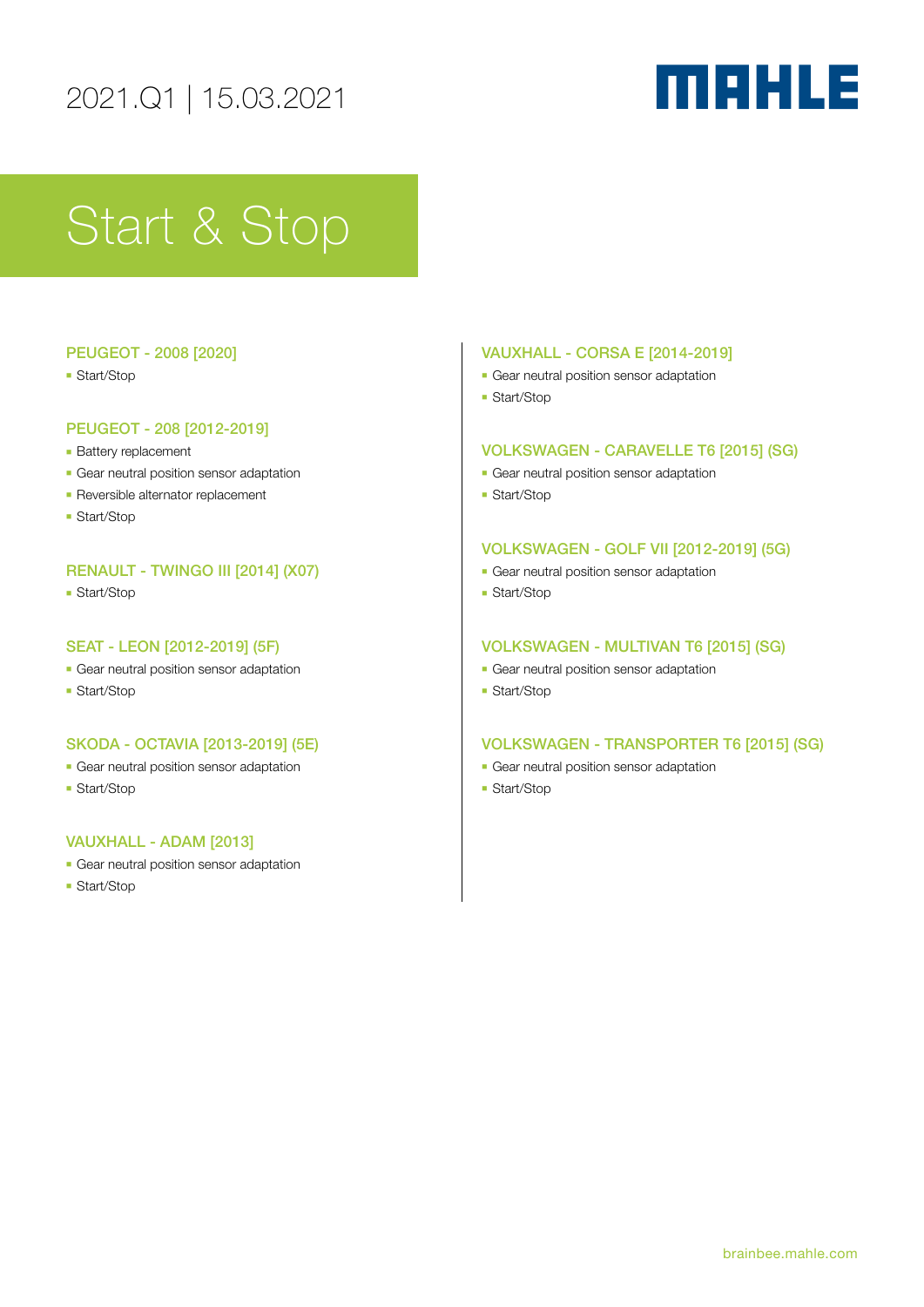2021.Q1 | 15.03.2021

MAHLE

# Start & Stop

### PEUGEOT - 2008 [2020]

- Start/Stop

### PEUGEOT - 208 [2012-2019]

- Battery replacement
- Gear neutral position sensor adaptation
- Reversible alternator replacement
- Start/Stop

### RENAULT - TWINGO III [2014] (X07)

- Start/Stop

### SEAT - LEON [2012-2019] (5F)

- Gear neutral position sensor adaptation
- Start/Stop

### SKODA - OCTAVIA [2013-2019] (5E)

- Gear neutral position sensor adaptation
- Start/Stop

### VAUXHALL - ADAM [2013]

- Gear neutral position sensor adaptation
- Start/Stop

### VAUXHALL - CORSA E [2014-2019]

- Gear neutral position sensor adaptation
- Start/Stop

### VOLKSWAGEN - CARAVELLE T6 [2015] (SG)

- Gear neutral position sensor adaptation
- Start/Stop

### VOLKSWAGEN - GOLF VII [2012-2019] (5G)

- Gear neutral position sensor adaptation
- Start/Stop

### VOLKSWAGEN - MULTIVAN T6 [2015] (SG)

- Gear neutral position sensor adaptation
- Start/Stop

### VOLKSWAGEN - TRANSPORTER T6 [2015] (SG)

- Gear neutral position sensor adaptation
- Start/Stop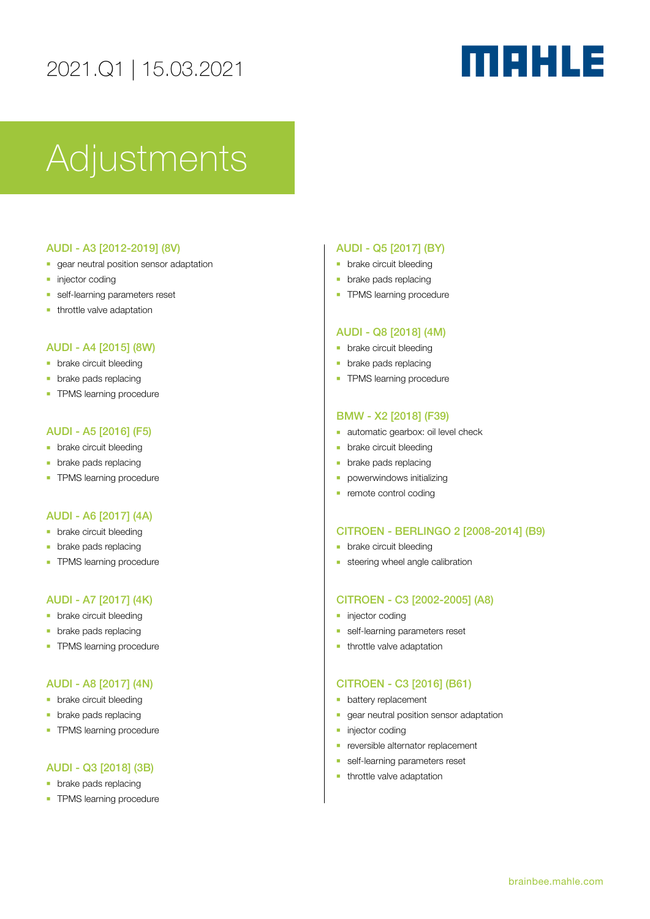2021.Q1 | 15.03.2021

MAHLE

# Adjustments

### AUDI - A3 [2012-2019] (8V)

- gear neutral position sensor adaptation
- injector coding
- self-learning parameters reset
- throttle valve adaptation

### AUDI - A4 [2015] (8W)

- brake circuit bleeding
- brake pads replacing
- TPMS learning procedure

### AUDI - A5 [2016] (F5)

- brake circuit bleeding
- brake pads replacing
- TPMS learning procedure

### AUDI - A6 [2017] (4A)

- brake circuit bleeding
- brake pads replacing
- TPMS learning procedure

### AUDI - A7 [2017] (4K)

- brake circuit bleeding
- brake pads replacing
- TPMS learning procedure

### AUDI - A8 [2017] (4N)

- brake circuit bleeding
- brake pads replacing
- TPMS learning procedure

### AUDI - Q3 [2018] (3B)

- brake pads replacing
- TPMS learning procedure

### AUDI - Q5 [2017] (BY)

- brake circuit bleeding
- brake pads replacing
- TPMS learning procedure

### AUDI - Q8 [2018] (4M)

- brake circuit bleeding
- brake pads replacing
- TPMS learning procedure

### BMW - X2 [2018] (F39)

- automatic gearbox: oil level check
- brake circuit bleeding
- brake pads replacing
- powerwindows initializing
- remote control coding

### CITROEN - BERLINGO 2 [2008-2014] (B9)

- brake circuit bleeding
- steering wheel angle calibration

### CITROEN - C3 [2002-2005] (A8)

- injector coding
- self-learning parameters reset
- throttle valve adaptation

### CITROEN - C3 [2016] (B61)

- battery replacement
- gear neutral position sensor adaptation
- injector coding
- reversible alternator replacement
- self-learning parameters reset
- throttle valve adaptation

brainbee.mahle.com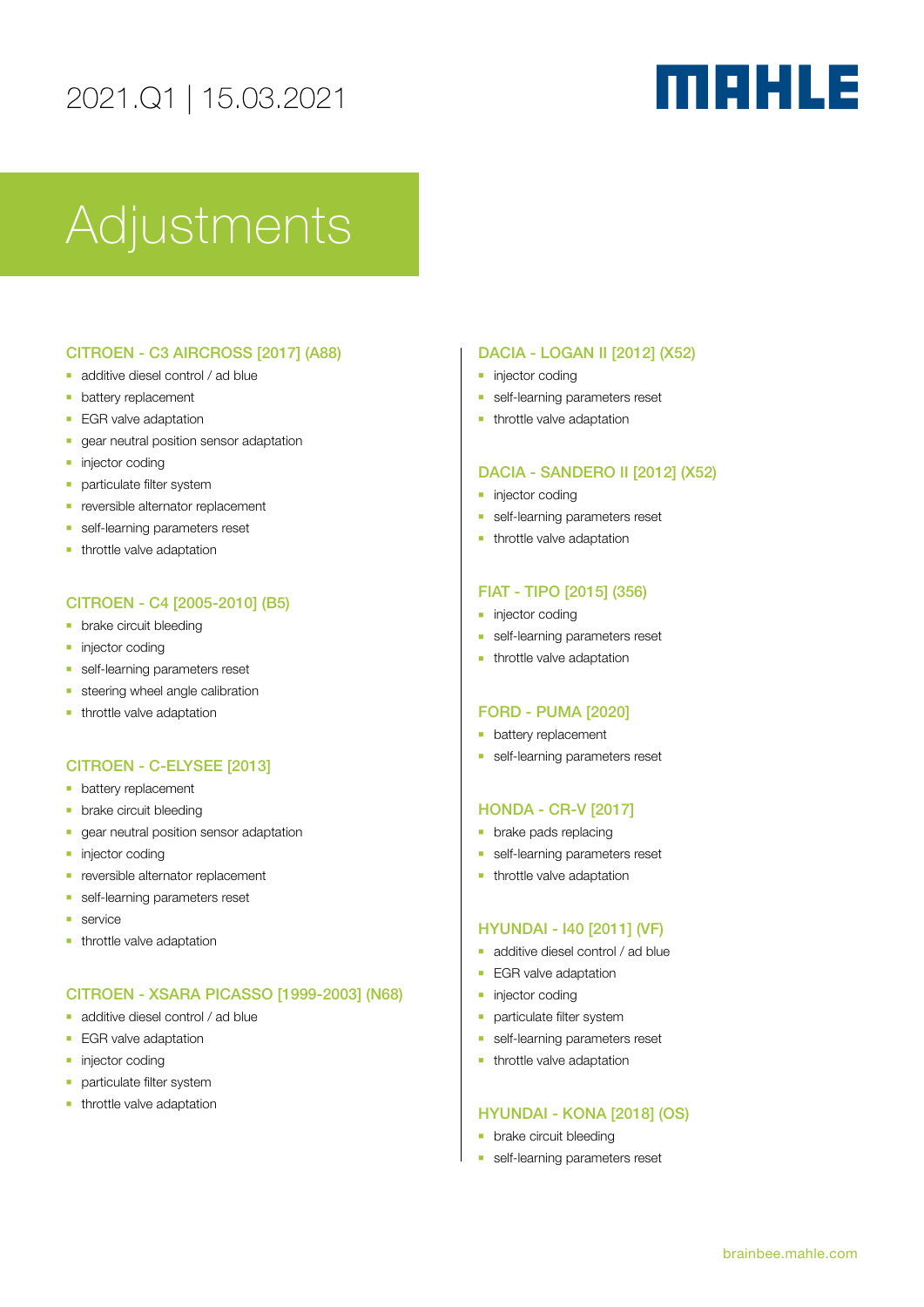2021.Q1 | 15.03.2021

# Adjustments

### CITROEN - C3 AIRCROSS [2017] (A88)

- additive diesel control / ad blue
- battery replacement
- EGR valve adaptation
- gear neutral position sensor adaptation
- injector coding
- particulate filter system
- reversible alternator replacement
- self-learning parameters reset
- throttle valve adaptation

### CITROEN - C4 [2005-2010] (B5)

- brake circuit bleeding
- injector coding
- self-learning parameters reset
- steering wheel angle calibration
- throttle valve adaptation

### CITROEN - C-ELYSEE [2013]

- battery replacement
- brake circuit bleeding
- gear neutral position sensor adaptation
- injector coding
- reversible alternator replacement
- self-learning parameters reset
- service
- throttle valve adaptation

### CITROEN - XSARA PICASSO [1999-2003] (N68)

- additive diesel control / ad blue
- EGR valve adaptation
- injector coding
- particulate filter system
- throttle valve adaptation

### DACIA - LOGAN II [2012] (X52)

- injector coding
- self-learning parameters reset
- throttle valve adaptation

### DACIA - SANDERO II [2012] (X52)

- injector coding
- self-learning parameters reset
- throttle valve adaptation

### FIAT - TIPO [2015] (356)

- injector coding
- self-learning parameters reset
- throttle valve adaptation

### FORD - PUMA [2020]

- battery replacement
- self-learning parameters reset

### HONDA - CR-V [2017]

- brake pads replacing
- self-learning parameters reset
- throttle valve adaptation

### HYUNDAI - I40 [2011] (VF)

- additive diesel control / ad blue
- EGR valve adaptation
- injector coding
- particulate filter system
- self-learning parameters reset
- throttle valve adaptation

### HYUNDAI - KONA [2018] (OS)

- brake circuit bleeding
- self-learning parameters reset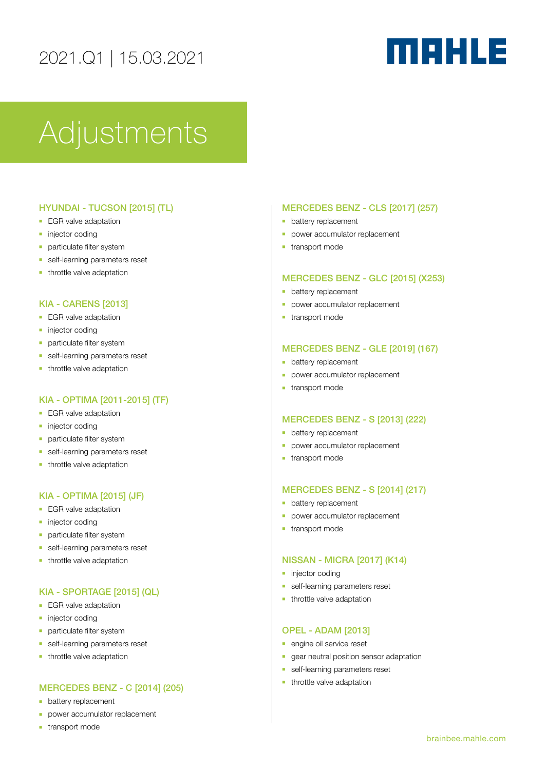2021.Q1 | 15.03.2021

# Adjustments

### HYUNDAI - TUCSON [2015] (TL)

- EGR valve adaptation
- injector coding
- particulate filter system
- self-learning parameters reset
- throttle valve adaptation

### KIA - CARENS [2013]

- EGR valve adaptation
- injector coding
- particulate filter system
- self-learning parameters reset
- throttle valve adaptation

### KIA - OPTIMA [2011-2015] (TF)

- EGR valve adaptation
- injector coding
- particulate filter system
- self-learning parameters reset
- throttle valve adaptation

### KIA - OPTIMA [2015] (JF)

- EGR valve adaptation
- injector coding
- particulate filter system
- self-learning parameters reset
- throttle valve adaptation

### KIA - SPORTAGE [2015] (QL)

- EGR valve adaptation
- injector coding
- particulate filter system
- self-learning parameters reset
- throttle valve adaptation

### MERCEDES BENZ - C [2014] (205)

- battery replacement
- power accumulator replacement
- transport mode

### MERCEDES BENZ - CLS [2017] (257)

- battery replacement
- power accumulator replacement
- transport mode

### MERCEDES BENZ - GLC [2015] (X253)

- battery replacement
- power accumulator replacement
- transport mode

### MERCEDES BENZ - GLE [2019] (167)

- battery replacement
- power accumulator replacement
- transport mode

### MERCEDES BENZ - S [2013] (222)

- battery replacement
- power accumulator replacement
- transport mode

### MERCEDES BENZ - S [2014] (217)

- battery replacement
- power accumulator replacement
- transport mode

### NISSAN - MICRA [2017] (K14)

- injector coding
- self-learning parameters reset
- throttle valve adaptation

### OPEL - ADAM [2013]

- engine oil service reset
- gear neutral position sensor adaptation
- self-learning parameters reset
- throttle valve adaptation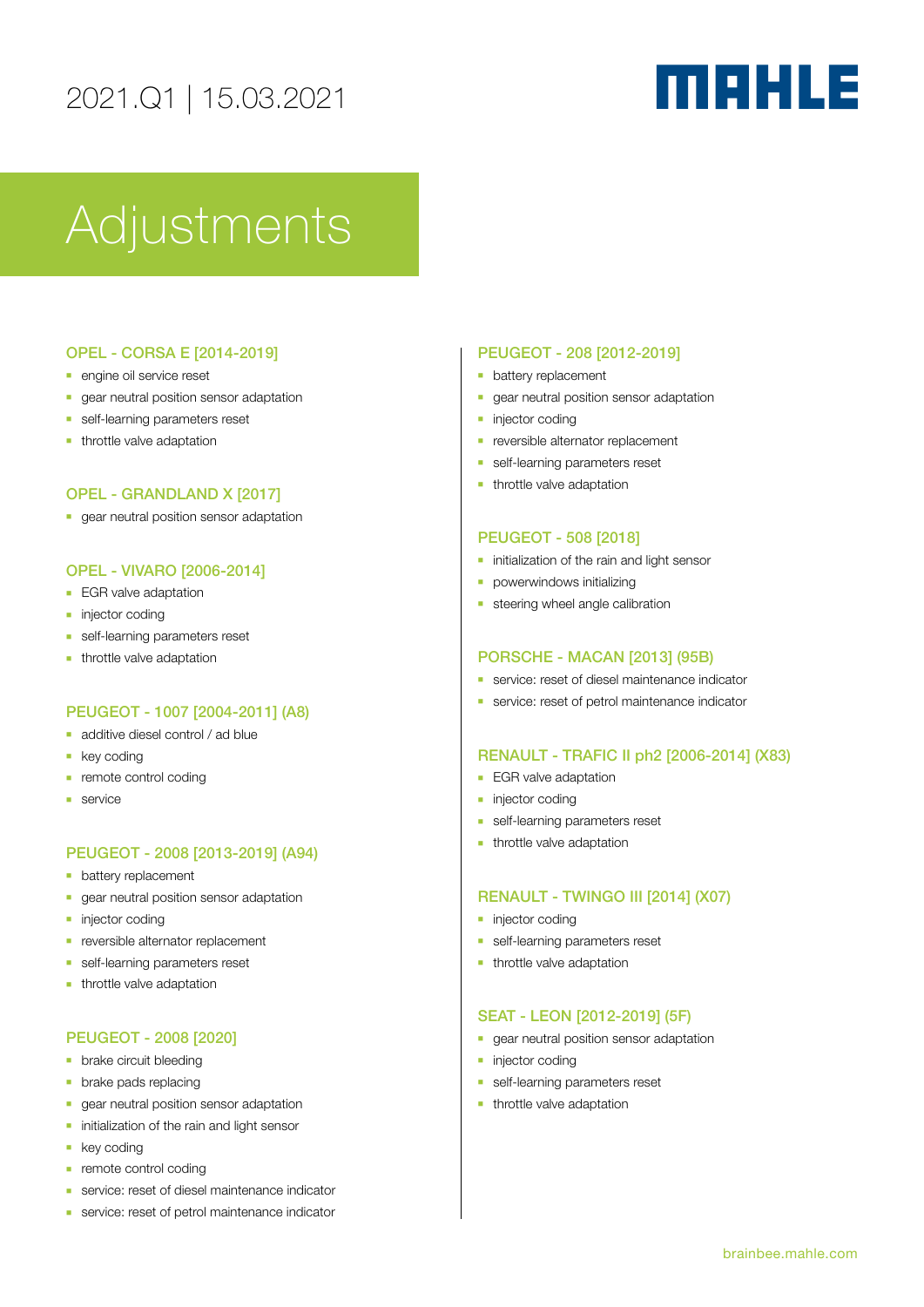2021.Q1 | 15.03.2021

# Adjustments

### OPEL - CORSA E [2014-2019]

- engine oil service reset
- gear neutral position sensor adaptation
- self-learning parameters reset
- throttle valve adaptation

### OPEL - GRANDLAND X [2017]

- gear neutral position sensor adaptation

### OPEL - VIVARO [2006-2014]

- EGR valve adaptation
- injector coding
- self-learning parameters reset
- throttle valve adaptation

### PEUGEOT - 1007 [2004-2011] (A8)

- additive diesel control / ad blue
- key coding
- remote control coding
- service

### PEUGEOT - 2008 [2013-2019] (A94)

- battery replacement
- gear neutral position sensor adaptation
- injector coding
- reversible alternator replacement
- self-learning parameters reset
- throttle valve adaptation

### PEUGEOT - 2008 [2020]

- brake circuit bleeding
- brake pads replacing
- gear neutral position sensor adaptation
- initialization of the rain and light sensor
- key coding
- remote control coding
- service: reset of diesel maintenance indicator
- service: reset of petrol maintenance indicator

### PEUGEOT - 208 [2012-2019]

- battery replacement
- gear neutral position sensor adaptation
- injector coding
- reversible alternator replacement
- self-learning parameters reset
- throttle valve adaptation

### PEUGEOT - 508 [2018]

- initialization of the rain and light sensor
- powerwindows initializing
- steering wheel angle calibration

### PORSCHE - MACAN [2013] (95B)

- service: reset of diesel maintenance indicator
- service: reset of petrol maintenance indicator

### RENAULT - TRAFIC II ph2 [2006-2014] (X83)

- EGR valve adaptation
- injector coding
- self-learning parameters reset
- throttle valve adaptation

### RENAULT - TWINGO III [2014] (X07)

- injector coding
- self-learning parameters reset
- throttle valve adaptation

### SEAT - LEON [2012-2019] (5F)

- gear neutral position sensor adaptation
- injector coding
- self-learning parameters reset
- throttle valve adaptation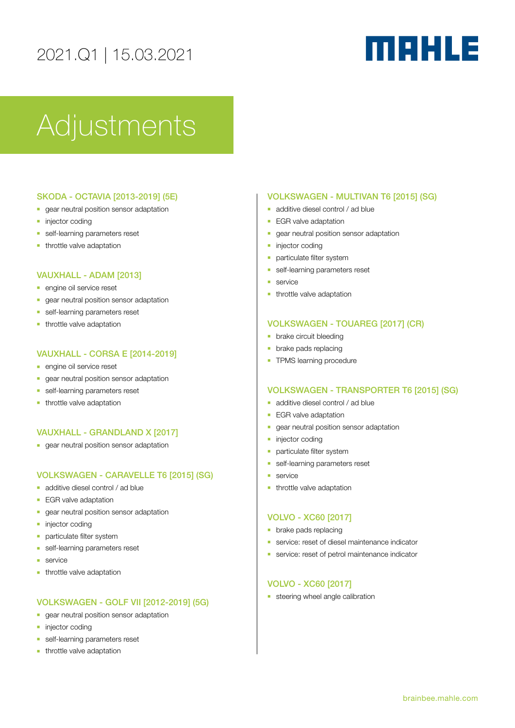2021.Q1 | 15.03.2021

MAHLE

# Adjustments

### SKODA - OCTAVIA [2013-2019] (5E)

- gear neutral position sensor adaptation
- injector coding
- self-learning parameters reset
- throttle valve adaptation

### VAUXHALL - ADAM [2013]

- engine oil service reset
- gear neutral position sensor adaptation
- self-learning parameters reset
- throttle valve adaptation

### VAUXHALL - CORSA E [2014-2019]

- engine oil service reset
- gear neutral position sensor adaptation
- self-learning parameters reset
- throttle valve adaptation

### VAUXHALL - GRANDLAND X [2017]

- gear neutral position sensor adaptation

### VOLKSWAGEN - CARAVELLE T6 [2015] (SG)

- additive diesel control / ad blue
- EGR valve adaptation
- gear neutral position sensor adaptation
- injector coding
- particulate filter system
- self-learning parameters reset
- service
- throttle valve adaptation

### VOLKSWAGEN - GOLF VII [2012-2019] (5G)

- gear neutral position sensor adaptation
- injector coding
- self-learning parameters reset
- throttle valve adaptation

### VOLKSWAGEN - MULTIVAN T6 [2015] (SG)

- additive diesel control / ad blue
- EGR valve adaptation
- gear neutral position sensor adaptation
- injector coding
- particulate filter system
- self-learning parameters reset
- service
- throttle valve adaptation

### VOLKSWAGEN - TOUAREG [2017] (CR)

- brake circuit bleeding
- brake pads replacing
- TPMS learning procedure

### VOLKSWAGEN - TRANSPORTER T6 [2015] (SG)

- additive diesel control / ad blue
- EGR valve adaptation
- gear neutral position sensor adaptation
- injector coding
- particulate filter system
- self-learning parameters reset
- service
- throttle valve adaptation

### VOLVO - XC60 [2017]

- brake pads replacing
- service: reset of diesel maintenance indicator
- service: reset of petrol maintenance indicator

### VOLVO - XC60 [2017]

- steering wheel angle calibration

brainbee.mahle.com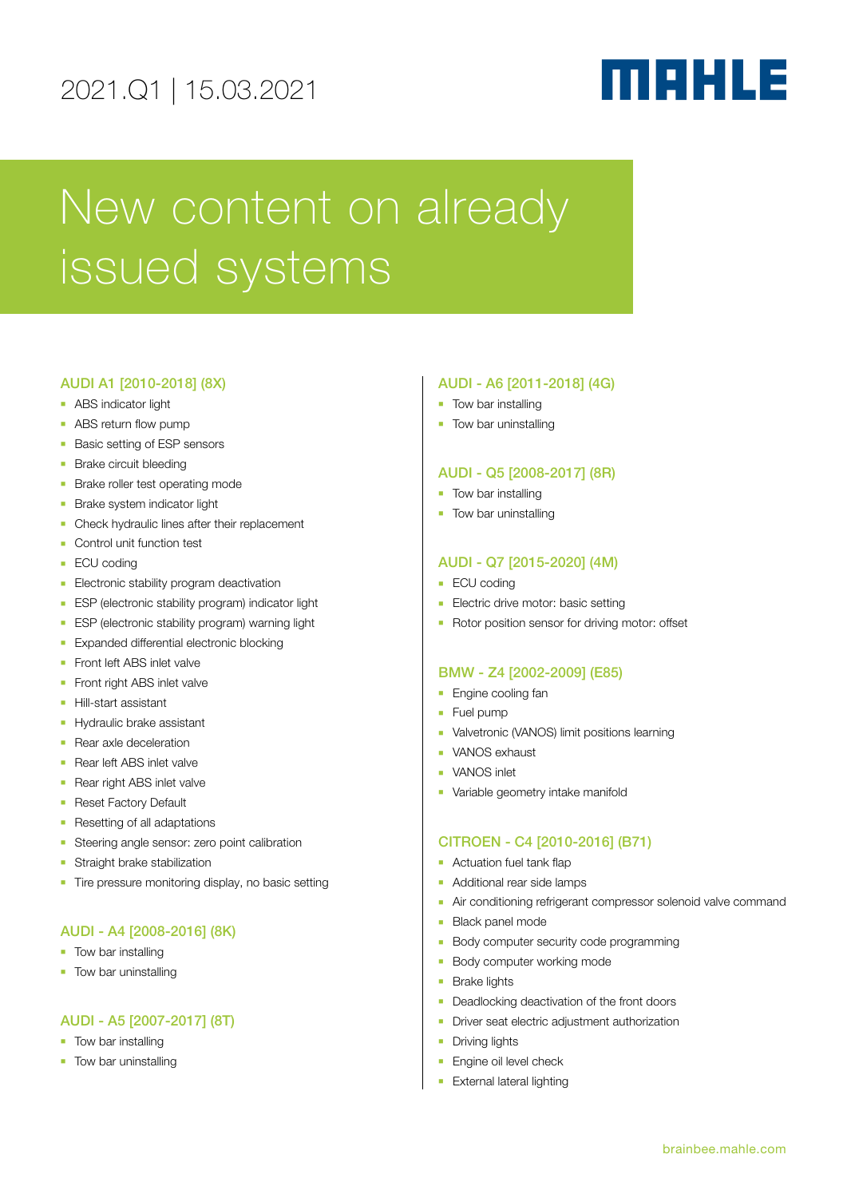2021.Q1 | 15.03.2021

# New content on already issued systems

### AUDI A1 [2010-2018] (8X)

- ABS indicator light
- ABS return flow pump
- Basic setting of ESP sensors
- Brake circuit bleeding
- Brake roller test operating mode
- Brake system indicator light
- Check hydraulic lines after their replacement
- Control unit function test
- ECU coding
- Electronic stability program deactivation
- ESP (electronic stability program) indicator light
- ESP (electronic stability program) warning light
- Expanded differential electronic blocking
- Front left ABS inlet valve
- Front right ABS inlet valve
- Hill-start assistant
- Hydraulic brake assistant
- Rear axle deceleration
- Rear left ABS inlet valve
- Rear right ABS inlet valve
- Reset Factory Default
- Resetting of all adaptations
- Steering angle sensor: zero point calibration
- Straight brake stabilization
- Tire pressure monitoring display, no basic setting

### AUDI - A4 [2008-2016] (8K)

- Tow bar installing
- Tow bar uninstalling

### AUDI - A5 [2007-2017] (8T)

- Tow bar installing
- Tow bar uninstalling

### AUDI - A6 [2011-2018] (4G)

- Tow bar installing
- Tow bar uninstalling

### AUDI - Q5 [2008-2017] (8R)

- Tow bar installing
- Tow bar uninstalling

### AUDI - Q7 [2015-2020] (4M)

- ECU coding
- Electric drive motor: basic setting
- Rotor position sensor for driving motor: offset

### BMW - Z4 [2002-2009] (E85)

- Engine cooling fan
- Fuel pump
- Valvetronic (VANOS) limit positions learning
- VANOS exhaust
- VANOS inlet
- Variable geometry intake manifold

### CITROEN - C4 [2010-2016] (B71)

- Actuation fuel tank flap
- Additional rear side lamps
- Air conditioning refrigerant compressor solenoid valve command
- Black panel mode
- Body computer security code programming
- Body computer working mode
- Brake lights
- Deadlocking deactivation of the front doors
- Driver seat electric adjustment authorization
- Driving lights
- Engine oil level check
- External lateral lighting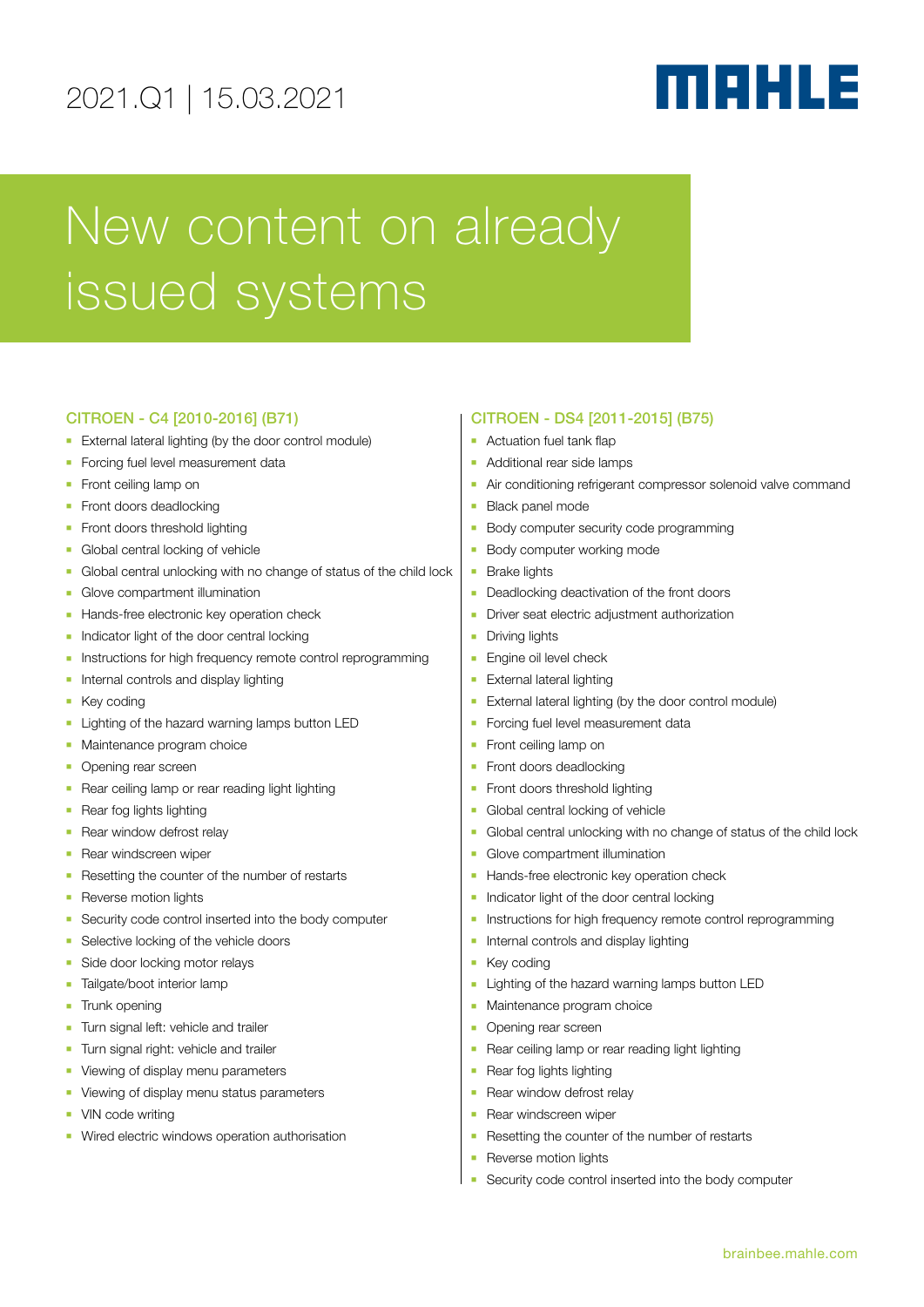2021.Q1 | 15.03.2021

MAHLE

# New content on already issued systems

## CITROEN - C4 [2010-2016] (B71)

- External lateral lighting (by the door control module)
- Forcing fuel level measurement data
- Front ceiling lamp on
- Front doors deadlocking
- Front doors threshold lighting
- Global central locking of vehicle
- Global central unlocking with no change of status of the child lock
- Glove compartment illumination
- Hands-free electronic key operation check
- Indicator light of the door central locking
- Instructions for high frequency remote control reprogramming
- Internal controls and display lighting
- Key coding
- Lighting of the hazard warning lamps button LED
- Maintenance program choice
- Opening rear screen
- Rear ceiling lamp or rear reading light lighting
- Rear fog lights lighting
- Rear window defrost relay
- Rear windscreen wiper
- Resetting the counter of the number of restarts
- Reverse motion lights
- Security code control inserted into the body computer
- Selective locking of the vehicle doors
- Side door locking motor relays
- Tailgate/boot interior lamp
- Trunk opening
- Turn signal left: vehicle and trailer
- Turn signal right: vehicle and trailer
- Viewing of display menu parameters
- Viewing of display menu status parameters
- VIN code writing
- Wired electric windows operation authorisation

## CITROEN - DS4 [2011-2015] (B75)

- Actuation fuel tank flap
- Additional rear side lamps
- Air conditioning refrigerant compressor solenoid valve command
- Black panel mode
- Body computer security code programming
- Body computer working mode
- Brake lights
- Deadlocking deactivation of the front doors
- Driver seat electric adjustment authorization
- Driving lights
- Engine oil level check
- External lateral lighting
- External lateral lighting (by the door control module)
- Forcing fuel level measurement data
- Front ceiling lamp on
- Front doors deadlocking
- Front doors threshold lighting
- Global central locking of vehicle
- Global central unlocking with no change of status of the child lock
- Glove compartment illumination
- Hands-free electronic key operation check
- Indicator light of the door central locking
- Instructions for high frequency remote control reprogramming
- Internal controls and display lighting
- Key coding
- Lighting of the hazard warning lamps button LED
- Maintenance program choice
- Opening rear screen
- Rear ceiling lamp or rear reading light lighting
- Rear fog lights lighting
- Rear window defrost relay
- Rear windscreen wiper
- Resetting the counter of the number of restarts
- Reverse motion lights
- Security code control inserted into the body computer

brainbee.mahle.com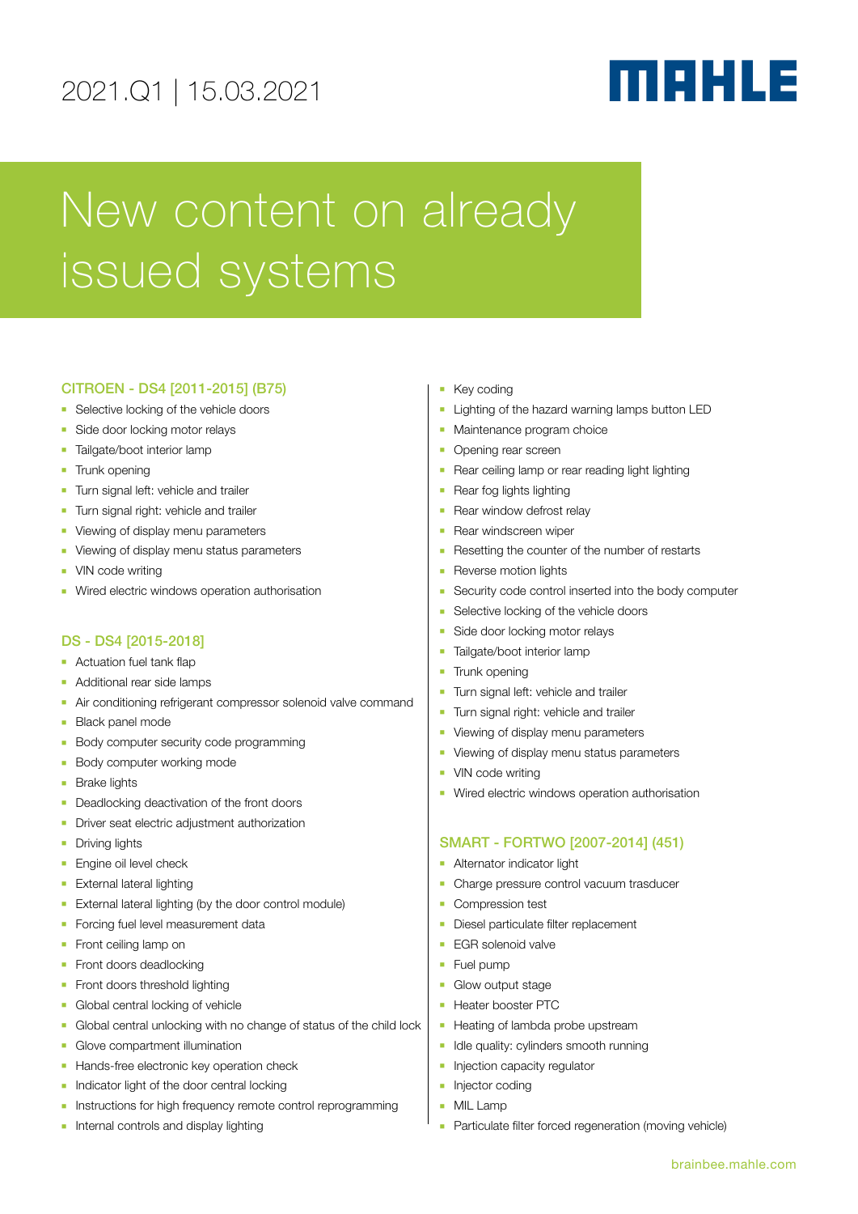2021.Q1 | 15.03.2021

# New content on already issued systems

## CITROEN - DS4 [2011-2015] (B75)

- Selective locking of the vehicle doors
- Side door locking motor relays
- Tailgate/boot interior lamp
- Trunk opening
- Turn signal left: vehicle and trailer
- Turn signal right: vehicle and trailer
- Viewing of display menu parameters
- Viewing of display menu status parameters
- VIN code writing
- Wired electric windows operation authorisation

## DS - DS4 [2015-2018]

- Actuation fuel tank flap
- Additional rear side lamps
- Air conditioning refrigerant compressor solenoid valve command
- Black panel mode
- Body computer security code programming
- Body computer working mode
- Brake lights
- Deadlocking deactivation of the front doors
- Driver seat electric adjustment authorization
- Driving lights
- Engine oil level check
- External lateral lighting
- External lateral lighting (by the door control module)
- Forcing fuel level measurement data
- Front ceiling lamp on
- Front doors deadlocking
- Front doors threshold lighting
- Global central locking of vehicle
- Global central unlocking with no change of status of the child lock
- Glove compartment illumination
- Hands-free electronic key operation check
- Indicator light of the door central locking
- Instructions for high frequency remote control reprogramming
- Internal controls and display lighting
- Key coding
- Lighting of the hazard warning lamps button LED
- Maintenance program choice
- Opening rear screen
- Rear ceiling lamp or rear reading light lighting
- Rear fog lights lighting
- Rear window defrost relay
- Rear windscreen wiper
- Resetting the counter of the number of restarts
- Reverse motion lights
- Security code control inserted into the body computer
- Selective locking of the vehicle doors
- Side door locking motor relays
- Tailgate/boot interior lamp
- Trunk opening
- Turn signal left: vehicle and trailer
- Turn signal right: vehicle and trailer
- Viewing of display menu parameters
- Viewing of display menu status parameters
- VIN code writing
- Wired electric windows operation authorisation

## SMART - FORTWO [2007-2014] (451)

- Alternator indicator light
- Charge pressure control vacuum trasducer
- Compression test
- Diesel particulate filter replacement
- EGR solenoid valve
- Fuel pump
- Glow output stage
- Heater booster PTC
- Heating of lambda probe upstream
- Idle quality: cylinders smooth running
- Injection capacity regulator
- Injector coding
- MIL Lamp
- Particulate filter forced regeneration (moving vehicle)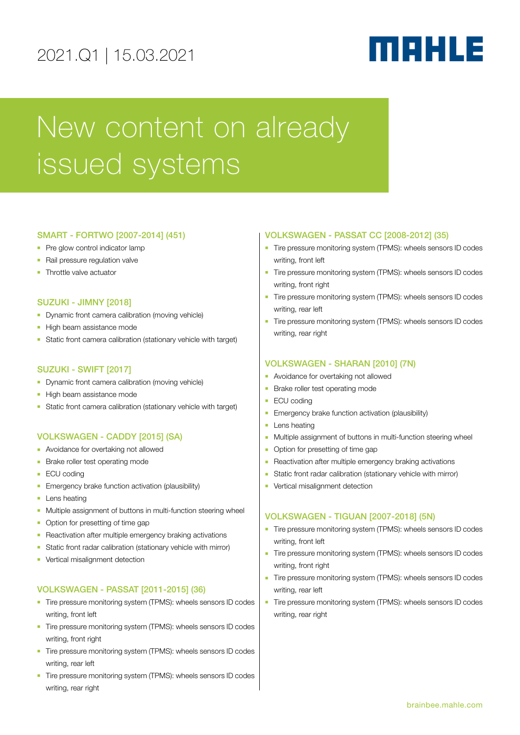2021.Q1 | 15.03.2021

MAHLE

# New content on already issued systems

## SMART - FORTWO [2007-2014] (451)

- Pre glow control indicator lamp
- Rail pressure regulation valve
- Throttle valve actuator

## SUZUKI - JIMNY [2018]

- Dynamic front camera calibration (moving vehicle)
- High beam assistance mode
- Static front camera calibration (stationary vehicle with target)

## SUZUKI - SWIFT [2017]

- Dynamic front camera calibration (moving vehicle)
- High beam assistance mode
- Static front camera calibration (stationary vehicle with target)

## VOLKSWAGEN - CADDY [2015] (SA)

- Avoidance for overtaking not allowed
- Brake roller test operating mode
- ECU coding
- Emergency brake function activation (plausibility)
- Lens heating
- Multiple assignment of buttons in multi-function steering wheel
- Option for presetting of time gap
- Reactivation after multiple emergency braking activations
- Static front radar calibration (stationary vehicle with mirror)
- Vertical misalignment detection

## VOLKSWAGEN - PASSAT [2011-2015] (36)

- Tire pressure monitoring system (TPMS): wheels sensors ID codes writing, front left
- Tire pressure monitoring system (TPMS): wheels sensors ID codes writing, front right
- Tire pressure monitoring system (TPMS): wheels sensors ID codes writing, rear left
- Tire pressure monitoring system (TPMS): wheels sensors ID codes writing, rear right

## VOLKSWAGEN - PASSAT CC [2008-2012] (35)

- Tire pressure monitoring system (TPMS): wheels sensors ID codes writing, front left
- Tire pressure monitoring system (TPMS): wheels sensors ID codes writing, front right
- Tire pressure monitoring system (TPMS): wheels sensors ID codes writing, rear left
- Tire pressure monitoring system (TPMS): wheels sensors ID codes writing, rear right

## VOLKSWAGEN - SHARAN [2010] (7N)

- Avoidance for overtaking not allowed
- Brake roller test operating mode
- ECU coding
- Emergency brake function activation (plausibility)
- Lens heating
- Multiple assignment of buttons in multi-function steering wheel
- Option for presetting of time gap
- Reactivation after multiple emergency braking activations
- Static front radar calibration (stationary vehicle with mirror)
- Vertical misalignment detection

## VOLKSWAGEN - TIGUAN [2007-2018] (5N)

- Tire pressure monitoring system (TPMS): wheels sensors ID codes writing, front left
- Tire pressure monitoring system (TPMS): wheels sensors ID codes writing, front right
- Tire pressure monitoring system (TPMS): wheels sensors ID codes writing, rear left
- Tire pressure monitoring system (TPMS): wheels sensors ID codes writing, rear right

brainbee.mahle.com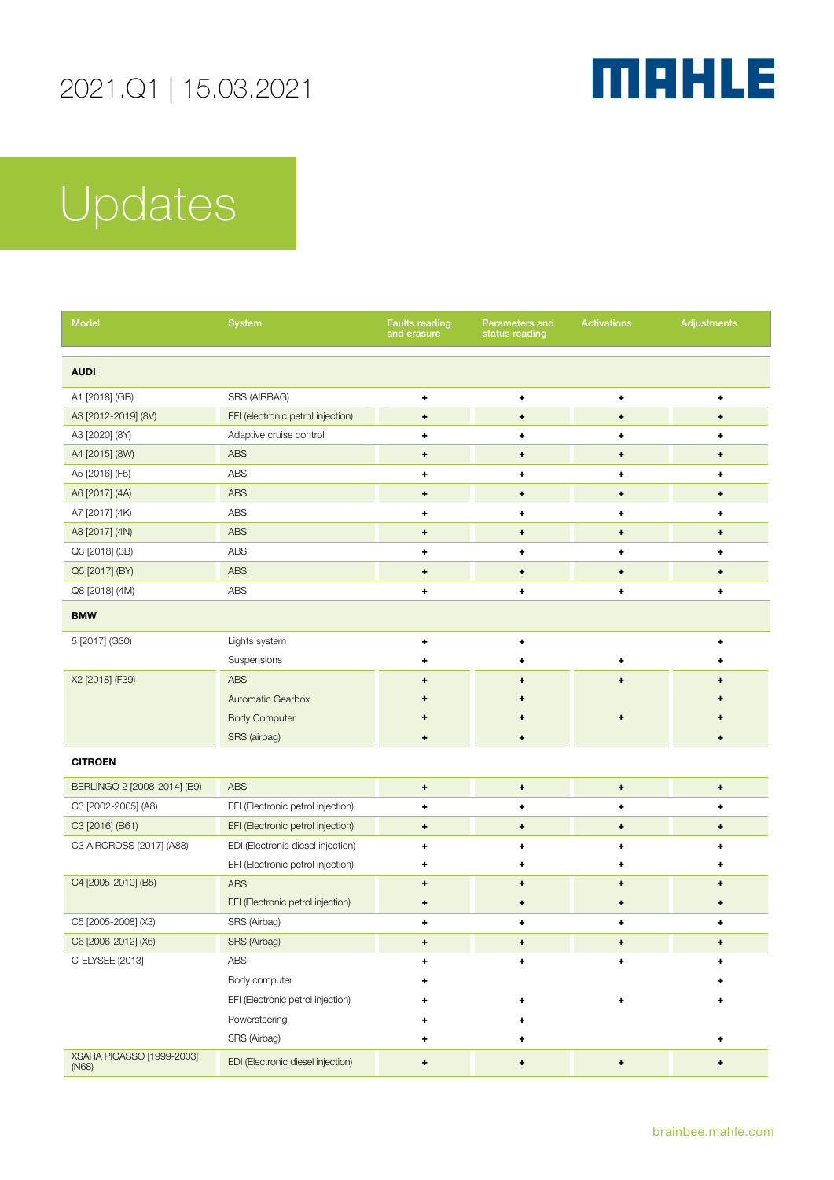2021.Q1 | 15.03.2021

# Updates

| Model | System | Faults reading and erasure | Parameters and status reading | Activations | Adjustments |
|---|---|---|---|---|---|
| **AUDI** | | | | | |
| A1 [2018] (GB) | SRS (AIRBAG) | + | + | + | + |
| A3 [2012-2019] (8V) | EFI (electronic petrol injection) | + | + | + | + |
| A3 [2020] (8Y) | Adaptive cruise control | + | + | + | + |
| A4 [2015] (8W) | ABS | + | + | + | + |
| A5 [2016] (F5) | ABS | + | + | + | + |
| A6 [2017] (4A) | ABS | + | + | + | + |
| A7 [2017] (4K) | ABS | + | + | + | + |
| A8 [2017] (4N) | ABS | + | + | + | + |
| Q3 [2018] (3B) | ABS | + | + | + | + |
| Q5 [2017] (BY) | ABS | + | + | + | + |
| Q8 [2018] (4M) | ABS | + | + | + | + |
| **BMW** | | | | | |
| 5 [2017] (G30) | Lights system | + | + | | + |
| | Suspensions | + | + | + | + |
| X2 [2018] (F39) | ABS | + | + | + | + |
| | Automatic Gearbox | + | + | | + |
| | Body Computer | + | + | + | + |
| | SRS (airbag) | + | + | | + |
| **CITROEN** | | | | | |
| BERLINGO 2 [2008-2014] (B9) | ABS | + | + | + | + |
| C3 [2002-2005] (A8) | EFI (Electronic petrol injection) | + | + | + | + |
| C3 [2016] (B61) | EFI (Electronic petrol injection) | + | + | + | + |
| C3 AIRCROSS [2017] (A88) | EDI (Electronic diesel injection) | + | + | + | + |
| | EFI (Electronic petrol injection) | + | + | + | + |
| C4 [2005-2010] (B5) | ABS | + | + | + | + |
| | EFI (Electronic petrol injection) | + | + | + | + |
| C5 [2005-2008] (X3) | SRS (Airbag) | + | + | + | + |
| C6 [2006-2012] (X6) | SRS (Airbag) | + | + | + | + |
| C-ELYSEE [2013] | ABS | + | + | + | + |
| | Body computer | + | | | + |
| | EFI (Electronic petrol injection) | + | + | + | + |
| | Powersteering | + | + | | |
| | SRS (Airbag) | + | + | | + |
| XSARA PICASSO [1999-2003] (N68) | EDI (Electronic diesel injection) | + | + | + | + |

brainbee.mahle.com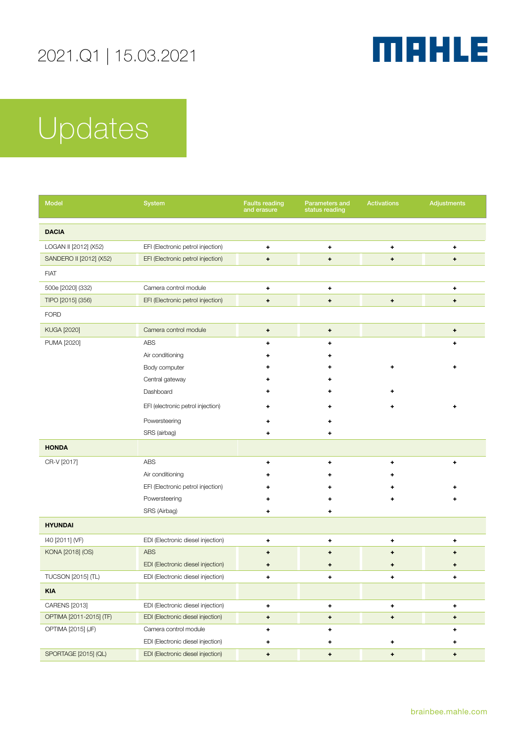2021.Q1 | 15.03.2021

# Updates

| Model | System | Faults reading and erasure | Parameters and status reading | Activations | Adjustments |
|---|---|---|---|---|---|
| **DACIA** | | | | | |
| LOGAN II [2012] (X52) | EFI (Electronic petrol injection) | + | + | + | + |
| SANDERO II [2012] (X52) | EFI (Electronic petrol injection) | + | + | + | + |
| FIAT | | | | | |
| 500e [2020] (332) | Camera control module | + | + | | + |
| TIPO [2015] (356) | EFI (Electronic petrol injection) | + | + | + | + |
| FORD | | | | | |
| KUGA [2020] | Camera control module | + | + | | + |
| PUMA [2020] | ABS | + | + | | + |
| | Air conditioning | + | + | | |
| | Body computer | + | + | + | + |
| | Central gateway | + | + | | |
| | Dashboard | + | + | + | |
| | EFI (electronic petrol injection) | + | + | + | + |
| | Powersteering | + | + | | |
| | SRS (airbag) | + | + | | |
| **HONDA** | | | | | |
| CR-V [2017] | ABS | + | + | + | + |
| | Air conditioning | + | + | + | |
| | EFI (Electronic petrol injection) | + | + | + | + |
| | Powersteering | + | + | + | + |
| | SRS (Airbag) | + | + | | |
| **HYUNDAI** | | | | | |
| I40 [2011] (VF) | EDI (Electronic diesel injection) | + | + | + | + |
| KONA [2018] (OS) | ABS | + | + | + | + |
| | EDI (Electronic diesel injection) | + | + | + | + |
| TUCSON [2015] (TL) | EDI (Electronic diesel injection) | + | + | + | + |
| **KIA** | | | | | |
| CARENS [2013] | EDI (Electronic diesel injection) | + | + | + | + |
| OPTIMA [2011-2015] (TF) | EDI (Electronic diesel injection) | + | + | + | + |
| OPTIMA [2015] (JF) | Camera control module | + | + | | + |
| | EDI (Electronic diesel injection) | + | + | + | + |
| SPORTAGE [2015] (QL) | EDI (Electronic diesel injection) | + | + | + | + |

brainbee.mahle.com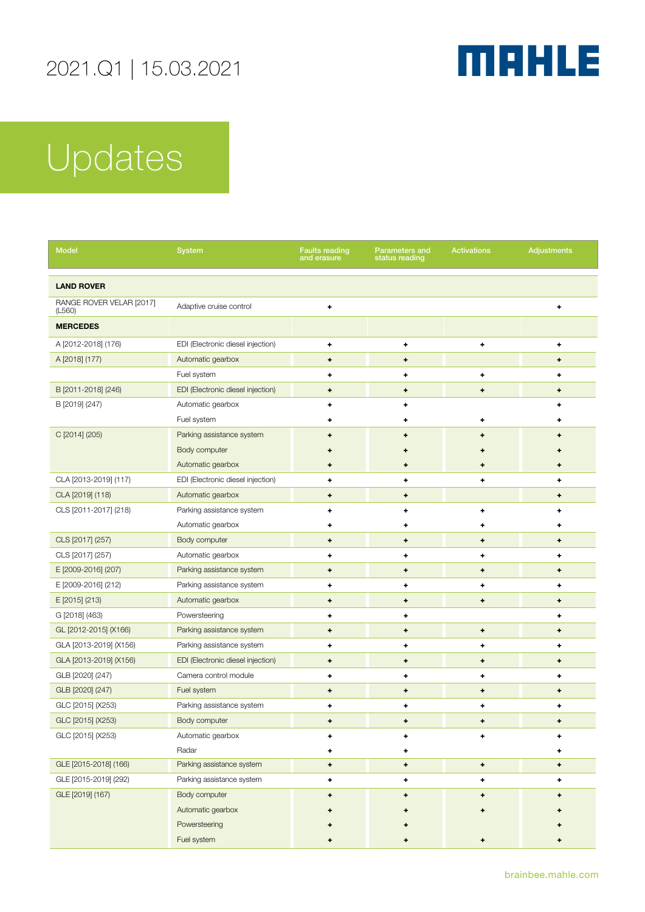2021.Q1 | 15.03.2021

# Updates

| Model | System | Faults reading and erasure | Parameters and status reading | Activations | Adjustments |
|---|---|---|---|---|---|
| **LAND ROVER** | | | | | |
| RANGE ROVER VELAR [2017] (L560) | Adaptive cruise control | + | | | + |
| **MERCEDES** | | | | | |
| A [2012-2018] (176) | EDI (Electronic diesel injection) | + | + | + | + |
| A [2018] (177) | Automatic gearbox | + | + | | + |
| | Fuel system | + | + | + | + |
| B [2011-2018] (246) | EDI (Electronic diesel injection) | + | + | + | + |
| B [2019] (247) | Automatic gearbox | + | + | | + |
| | Fuel system | + | + | + | + |
| C [2014] (205) | Parking assistance system | + | + | + | + |
| | Body computer | + | + | + | + |
| | Automatic gearbox | + | + | + | + |
| CLA [2013-2019] (117) | EDI (Electronic diesel injection) | + | + | + | + |
| CLA [2019] (118) | Automatic gearbox | + | + | | + |
| CLS [2011-2017] (218) | Parking assistance system | + | + | + | + |
| | Automatic gearbox | + | + | + | + |
| CLS [2017] (257) | Body computer | + | + | + | + |
| CLS [2017] (257) | Automatic gearbox | + | + | + | + |
| E [2009-2016] (207) | Parking assistance system | + | + | + | + |
| E [2009-2016] (212) | Parking assistance system | + | + | + | + |
| E [2015] (213) | Automatic gearbox | + | + | + | + |
| G [2018] (463) | Powersteering | + | + | | + |
| GL [2012-2015] (X166) | Parking assistance system | + | + | + | + |
| GLA [2013-2019] (X156) | Parking assistance system | + | + | + | + |
| GLA [2013-2019] (X156) | EDI (Electronic diesel injection) | + | + | + | + |
| GLB [2020] (247) | Camera control module | + | + | + | + |
| GLB [2020] (247) | Fuel system | + | + | + | + |
| GLC [2015] (X253) | Parking assistance system | + | + | + | + |
| GLC [2015] (X253) | Body computer | + | + | + | + |
| GLC [2015] (X253) | Automatic gearbox | + | + | + | + |
| | Radar | + | + | | + |
| GLE [2015-2018] (166) | Parking assistance system | + | + | + | + |
| GLE [2015-2019] (292) | Parking assistance system | + | + | + | + |
| GLE [2019] (167) | Body computer | + | + | + | + |
| | Automatic gearbox | + | + | + | + |
| | Powersteering | + | + | | + |
| | Fuel system | + | + | + | + |

brainbee.mahle.com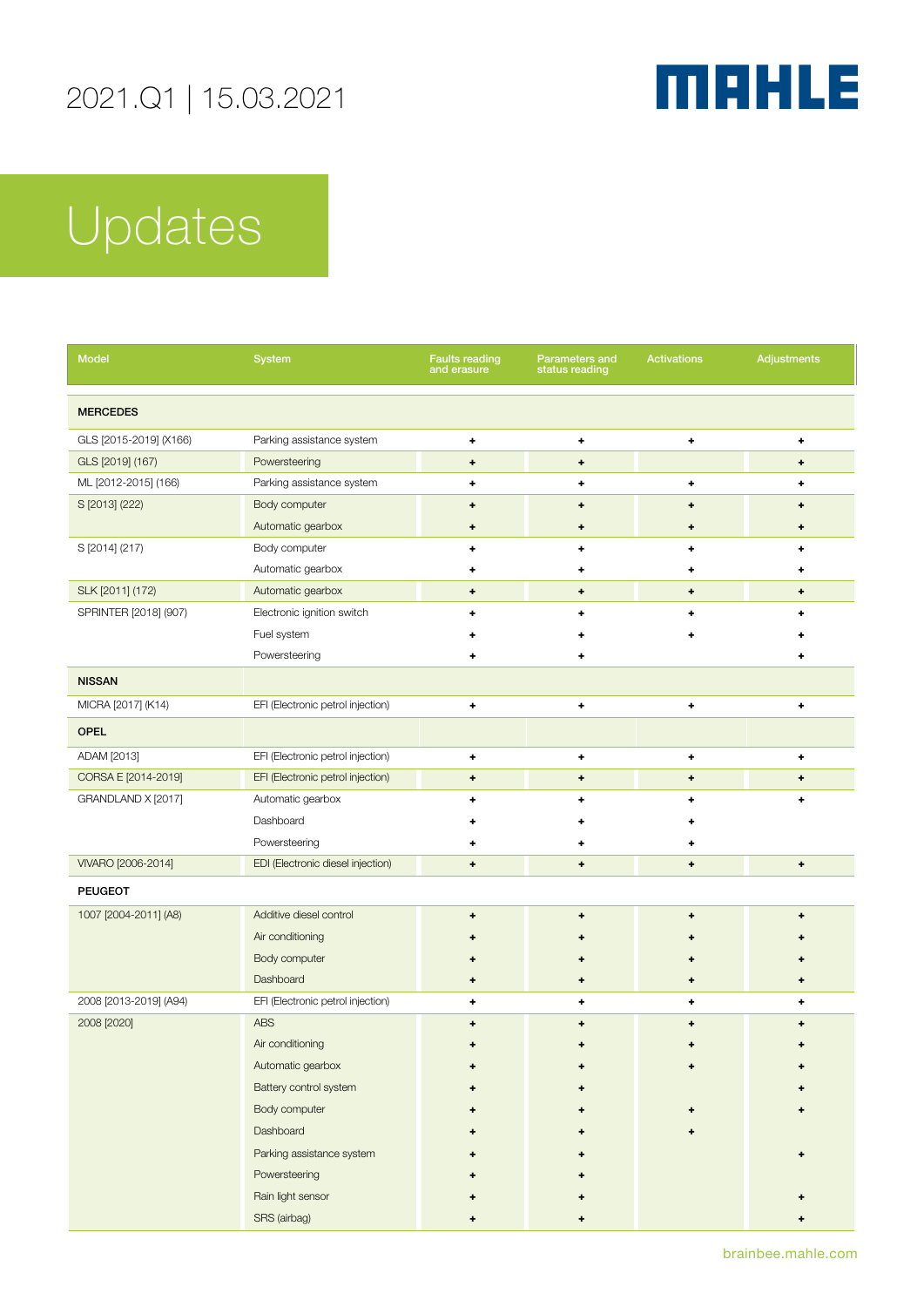2021.Q1 | 15.03.2021

MAHLE

# Updates

| Model | System | Faults reading and erasure | Parameters and status reading | Activations | Adjustments |
|---|---|---|---|---|---|
| **MERCEDES** | | | | | |
| GLS [2015-2019] (X166) | Parking assistance system | + | + | + | + |
| GLS [2019] (167) | Powersteering | + | + | | + |
| ML [2012-2015] (166) | Parking assistance system | + | + | + | + |
| S [2013] (222) | Body computer | + | + | + | + |
| | Automatic gearbox | + | + | + | + |
| S [2014] (217) | Body computer | + | + | + | + |
| | Automatic gearbox | + | + | + | + |
| SLK [2011] (172) | Automatic gearbox | + | + | + | + |
| SPRINTER [2018] (907) | Electronic ignition switch | + | + | + | + |
| | Fuel system | + | + | + | + |
| | Powersteering | + | + | | + |
| **NISSAN** | | | | | |
| MICRA [2017] (K14) | EFI (Electronic petrol injection) | + | + | + | + |
| **OPEL** | | | | | |
| ADAM [2013] | EFI (Electronic petrol injection) | + | + | + | + |
| CORSA E [2014-2019] | EFI (Electronic petrol injection) | + | + | + | + |
| GRANDLAND X [2017] | Automatic gearbox | + | + | + | + |
| | Dashboard | + | + | + | |
| | Powersteering | + | + | + | |
| VIVARO [2006-2014] | EDI (Electronic diesel injection) | + | + | + | + |
| **PEUGEOT** | | | | | |
| 1007 [2004-2011] (A8) | Additive diesel control | + | + | + | + |
| | Air conditioning | + | + | + | + |
| | Body computer | + | + | + | + |
| | Dashboard | + | + | + | + |
| 2008 [2013-2019] (A94) | EFI (Electronic petrol injection) | + | + | + | + |
| 2008 [2020] | ABS | + | + | + | + |
| | Air conditioning | + | + | + | + |
| | Automatic gearbox | + | + | + | + |
| | Battery control system | + | + | | + |
| | Body computer | + | + | + | + |
| | Dashboard | + | + | + | |
| | Parking assistance system | + | + | | + |
| | Powersteering | + | + | | |
| | Rain light sensor | + | + | | + |
| | SRS (airbag) | + | + | | + |

brainbee.mahle.com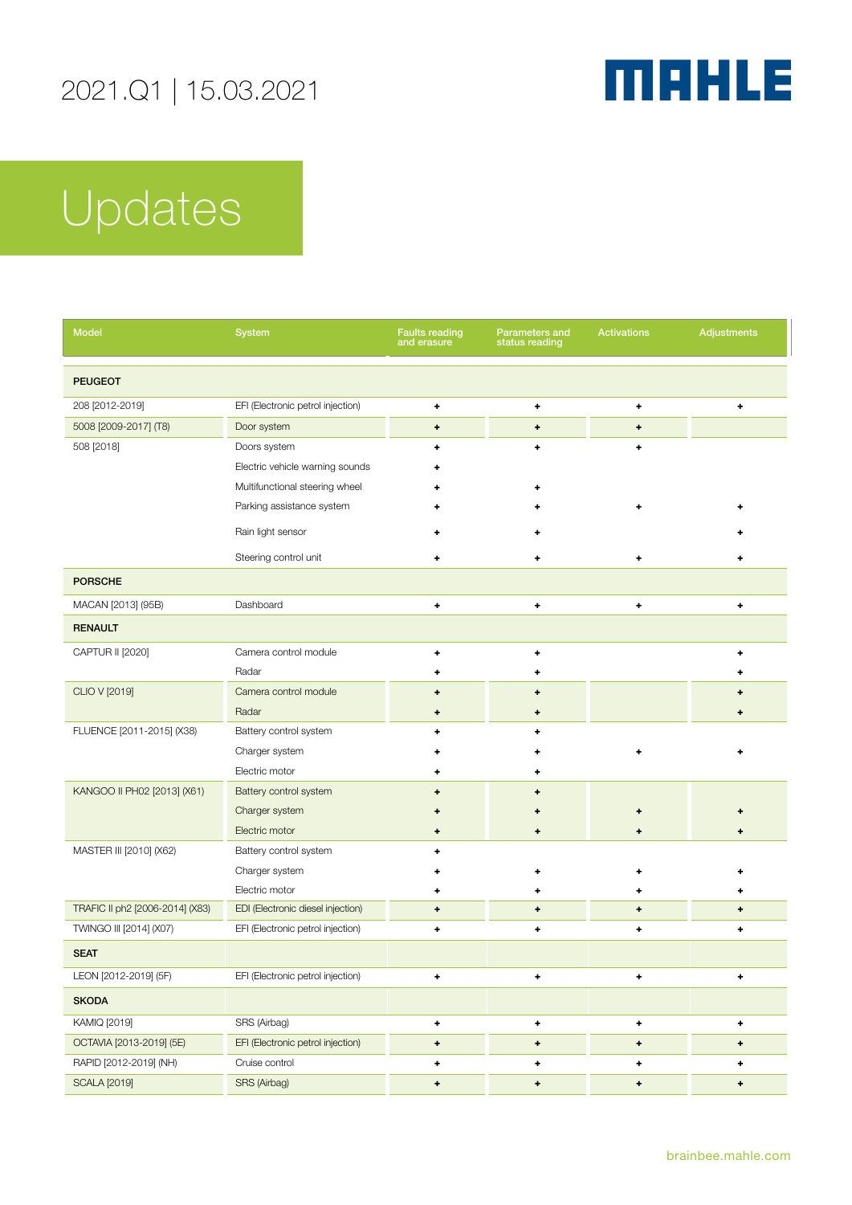2021.Q1 | 15.03.2021

# Updates

| Model | System | Faults reading and erasure | Parameters and status reading | Activations | Adjustments |
|---|---|---|---|---|---|
| **PEUGEOT** | | | | | |
| 208 [2012-2019] | EFI (Electronic petrol injection) | + | + | + | + |
| 5008 [2009-2017] (T8) | Door system | + | + | + | |
| 508 [2018] | Doors system | + | + | + | |
| | Electric vehicle warning sounds | + | | | |
| | Multifunctional steering wheel | + | + | | |
| | Parking assistance system | + | + | + | + |
| | Rain light sensor | + | + | | + |
| | Steering control unit | + | + | + | + |
| **PORSCHE** | | | | | |
| MACAN [2013] (95B) | Dashboard | + | + | + | + |
| **RENAULT** | | | | | |
| CAPTUR II [2020] | Camera control module | + | + | | + |
| | Radar | + | + | | + |
| CLIO V [2019] | Camera control module | + | + | | + |
| | Radar | + | + | | + |
| FLUENCE [2011-2015] (X38) | Battery control system | + | + | | |
| | Charger system | + | + | + | + |
| | Electric motor | + | + | | |
| KANGOO II PH02 [2013] (X61) | Battery control system | + | + | | |
| | Charger system | + | + | + | + |
| | Electric motor | + | + | + | + |
| MASTER III [2010] (X62) | Battery control system | + | | | |
| | Charger system | + | + | + | + |
| | Electric motor | + | + | + | + |
| TRAFIC II ph2 [2006-2014] (X83) | EDI (Electronic diesel injection) | + | + | + | + |
| TWINGO III [2014] (X07) | EFI (Electronic petrol injection) | + | + | + | + |
| **SEAT** | | | | | |
| LEON [2012-2019] (5F) | EFI (Electronic petrol injection) | + | + | + | + |
| **SKODA** | | | | | |
| KAMIQ [2019] | SRS (Airbag) | + | + | + | + |
| OCTAVIA [2013-2019] (5E) | EFI (Electronic petrol injection) | + | + | + | + |
| RAPID [2012-2019] (NH) | Cruise control | + | + | + | + |
| SCALA [2019] | SRS (Airbag) | + | + | + | + |

brainbee.mahle.com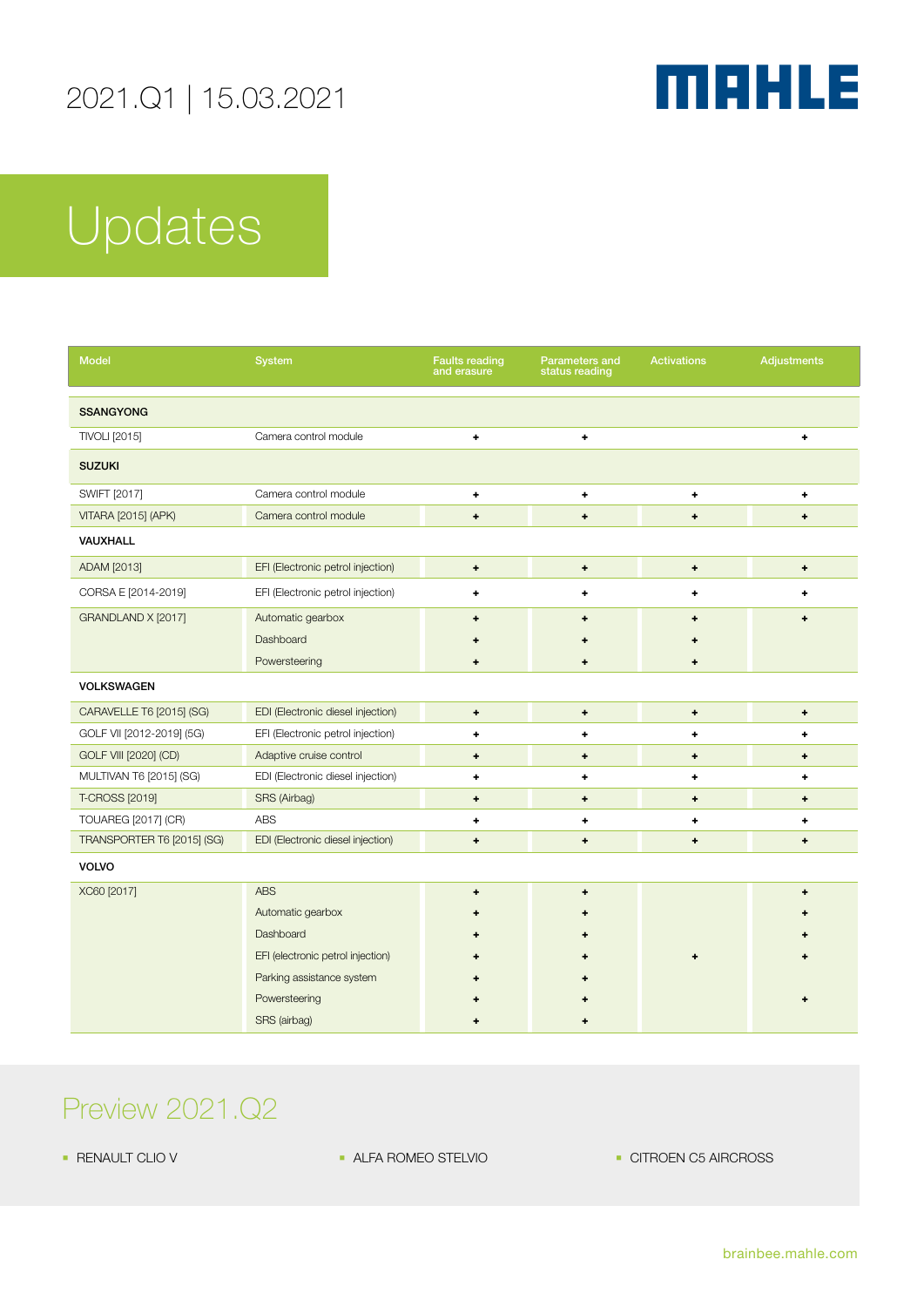2021.Q1 | 15.03.2021

MAHLE

# Updates

| Model | System | Faults reading and erasure | Parameters and status reading | Activations | Adjustments |
|---|---|---|---|---|---|
| **SSANGYONG** | | | | | |
| TIVOLI [2015] | Camera control module | + | + | | + |
| **SUZUKI** | | | | | |
| SWIFT [2017] | Camera control module | + | + | + | + |
| VITARA [2015] (APK) | Camera control module | + | + | + | + |
| **VAUXHALL** | | | | | |
| ADAM [2013] | EFI (Electronic petrol injection) | + | + | + | + |
| CORSA E [2014-2019] | EFI (Electronic petrol injection) | + | + | + | + |
| GRANDLAND X [2017] | Automatic gearbox | + | + | + | + |
| | Dashboard | + | + | + | |
| | Powersteering | + | + | + | |
| **VOLKSWAGEN** | | | | | |
| CARAVELLE T6 [2015] (SG) | EDI (Electronic diesel injection) | + | + | + | + |
| GOLF VII [2012-2019] (5G) | EFI (Electronic petrol injection) | + | + | + | + |
| GOLF VIII [2020] (CD) | Adaptive cruise control | + | + | + | + |
| MULTIVAN T6 [2015] (SG) | EDI (Electronic diesel injection) | + | + | + | + |
| T-CROSS [2019] | SRS (Airbag) | + | + | + | + |
| TOUAREG [2017] (CR) | ABS | + | + | + | + |
| TRANSPORTER T6 [2015] (SG) | EDI (Electronic diesel injection) | + | + | + | + |
| **VOLVO** | | | | | |
| XC60 [2017] | ABS | + | + | | + |
| | Automatic gearbox | + | + | | + |
| | Dashboard | + | + | | + |
| | EFI (electronic petrol injection) | + | + | + | + |
| | Parking assistance system | + | + | | |
| | Powersteering | + | + | | + |
| | SRS (airbag) | + | + | | |

## Preview 2021.Q2

- RENAULT CLIO V
- ALFA ROMEO STELVIO
- CITROEN C5 AIRCROSS

brainbee.mahle.com